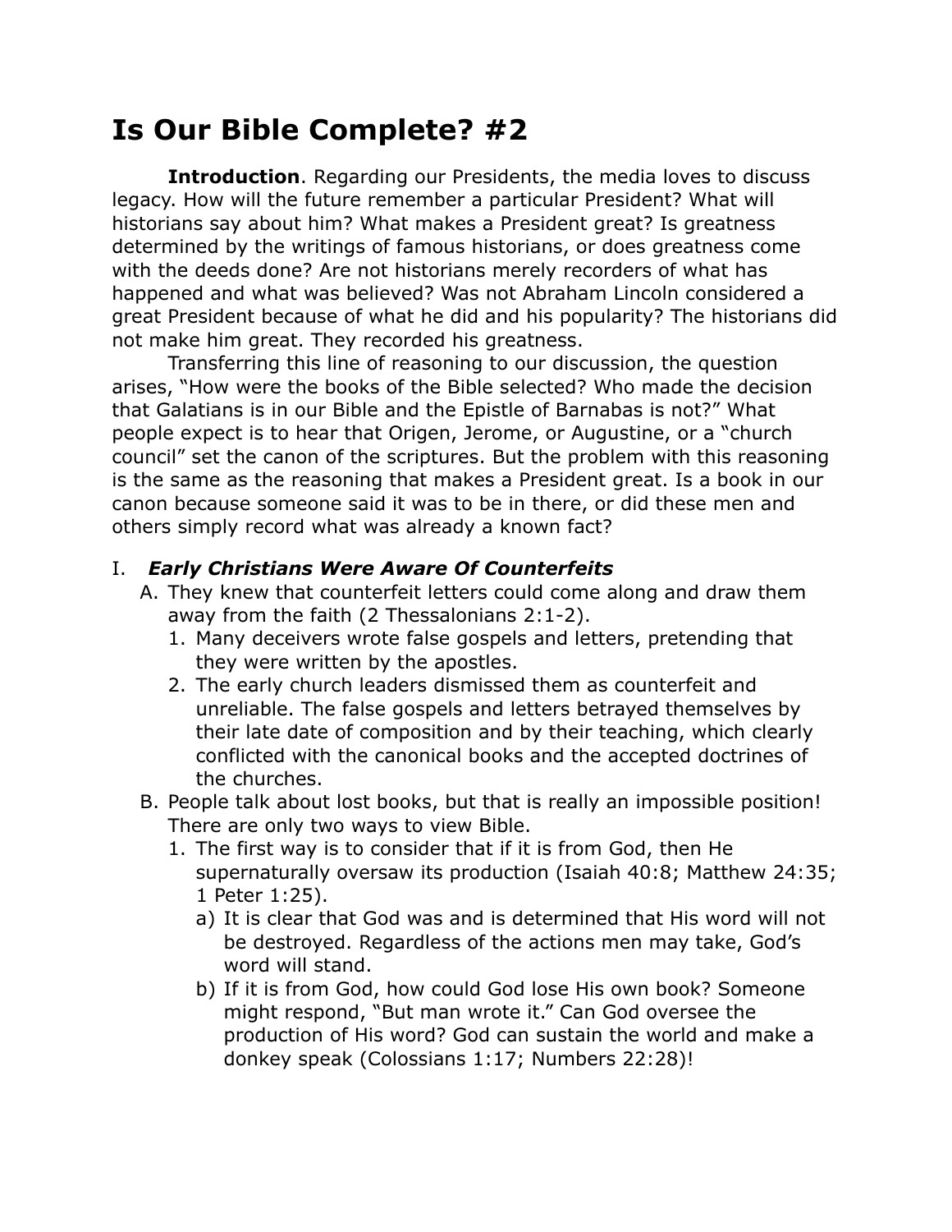# Is Our Bible Complete? #2

**Introduction**. Regarding our Presidents, the media loves to discuss legacy. How will the future remember a particular President? What will historians say about him? What makes a President great? Is greatness determined by the writings of famous historians, or does greatness come with the deeds done? Are not historians merely recorders of what has happened and what was believed? Was not Abraham Lincoln considered a great President because of what he did and his popularity? The historians did not make him great. They recorded his greatness.

Transferring this line of reasoning to our discussion, the question arises, "How were the books of the Bible selected? Who made the decision that Galatians is in our Bible and the Epistle of Barnabas is not?" What people expect is to hear that Origen, Jerome, or Augustine, or a "church council" set the canon of the scriptures. But the problem with this reasoning is the same as the reasoning that makes a President great. Is a book in our canon because someone said it was to be in there, or did these men and others simply record what was already a known fact?

I. ***Early Christians Were Aware Of Counterfeits***
   A. They knew that counterfeit letters could come along and draw them away from the faith (2 Thessalonians 2:1-2).
      1. Many deceivers wrote false gospels and letters, pretending that they were written by the apostles.
      2. The early church leaders dismissed them as counterfeit and unreliable. The false gospels and letters betrayed themselves by their late date of composition and by their teaching, which clearly conflicted with the canonical books and the accepted doctrines of the churches.
   B. People talk about lost books, but that is really an impossible position! There are only two ways to view Bible.
      1. The first way is to consider that if it is from God, then He supernaturally oversaw its production (Isaiah 40:8; Matthew 24:35; 1 Peter 1:25).
         a) It is clear that God was and is determined that His word will not be destroyed. Regardless of the actions men may take, God's word will stand.
         b) If it is from God, how could God lose His own book? Someone might respond, "But man wrote it." Can God oversee the production of His word? God can sustain the world and make a donkey speak (Colossians 1:17; Numbers 22:28)!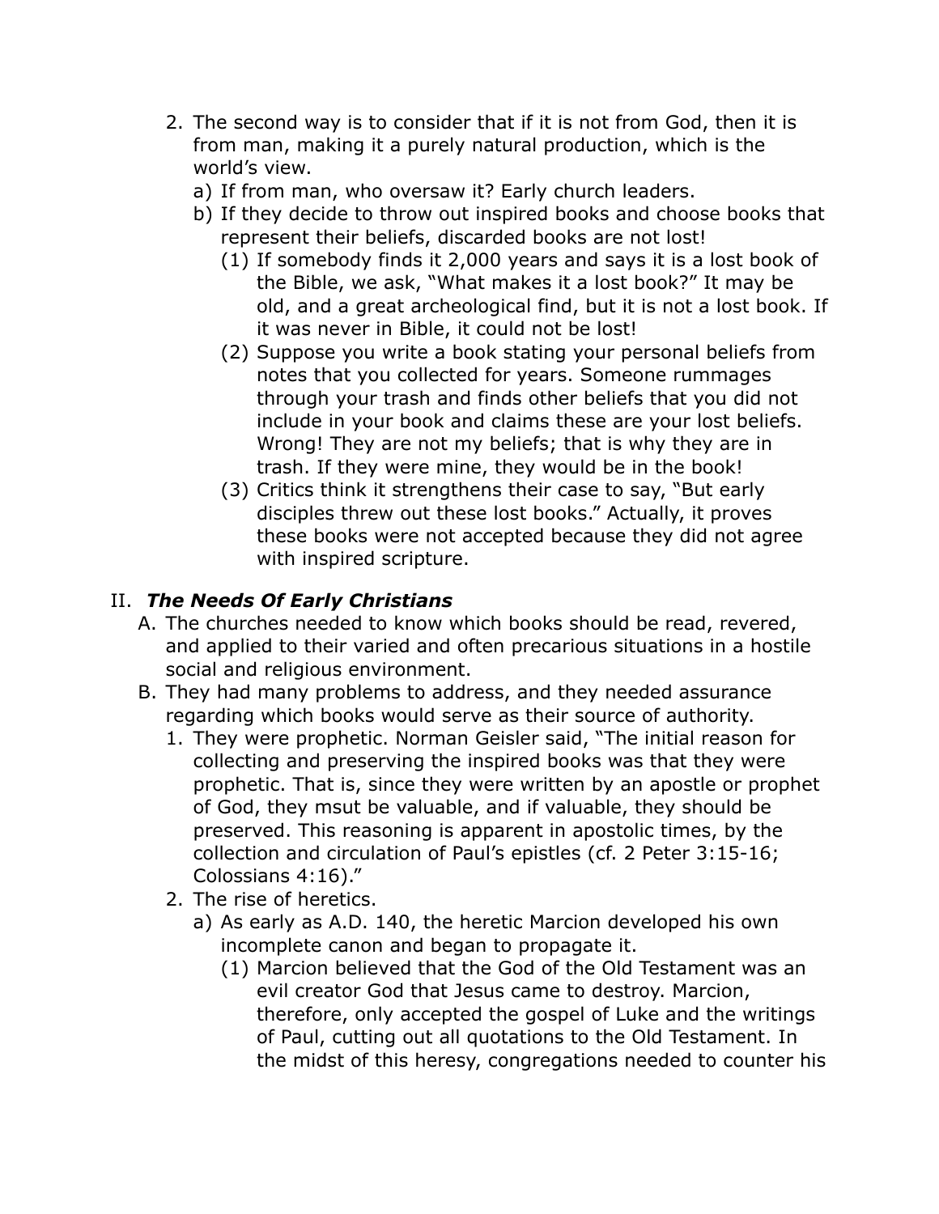2. The second way is to consider that if it is not from God, then it is from man, making it a purely natural production, which is the world's view.
   a) If from man, who oversaw it? Early church leaders.
   b) If they decide to throw out inspired books and choose books that represent their beliefs, discarded books are not lost!
      (1) If somebody finds it 2,000 years and says it is a lost book of the Bible, we ask, "What makes it a lost book?" It may be old, and a great archeological find, but it is not a lost book. If it was never in Bible, it could not be lost!
      (2) Suppose you write a book stating your personal beliefs from notes that you collected for years. Someone rummages through your trash and finds other beliefs that you did not include in your book and claims these are your lost beliefs. Wrong! They are not my beliefs; that is why they are in trash. If they were mine, they would be in the book!
      (3) Critics think it strengthens their case to say, "But early disciples threw out these lost books." Actually, it proves these books were not accepted because they did not agree with inspired scripture.

## II. ***The Needs Of Early Christians***

A. The churches needed to know which books should be read, revered, and applied to their varied and often precarious situations in a hostile social and religious environment.

B. They had many problems to address, and they needed assurance regarding which books would serve as their source of authority.
   1. They were prophetic. Norman Geisler said, "The initial reason for collecting and preserving the inspired books was that they were prophetic. That is, since they were written by an apostle or prophet of God, they msut be valuable, and if valuable, they should be preserved. This reasoning is apparent in apostolic times, by the collection and circulation of Paul's epistles (cf. 2 Peter 3:15-16; Colossians 4:16)."
   2. The rise of heretics.
      a) As early as A.D. 140, the heretic Marcion developed his own incomplete canon and began to propagate it.
         (1) Marcion believed that the God of the Old Testament was an evil creator God that Jesus came to destroy. Marcion, therefore, only accepted the gospel of Luke and the writings of Paul, cutting out all quotations to the Old Testament. In the midst of this heresy, congregations needed to counter his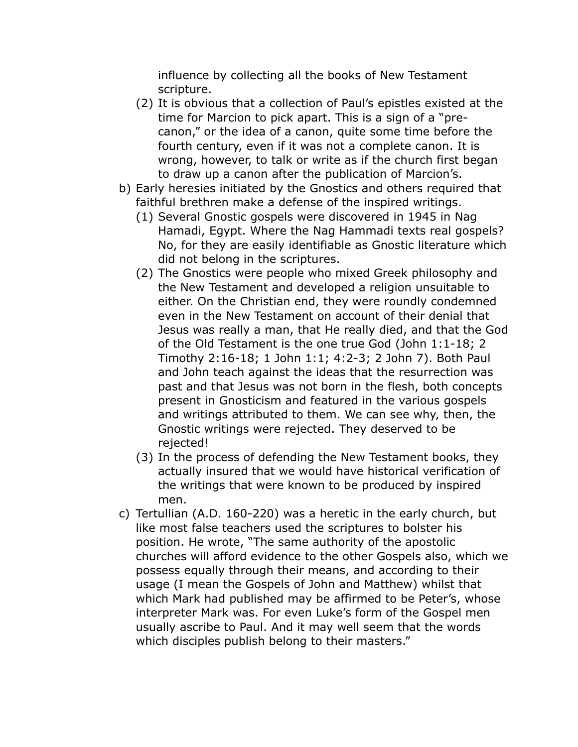influence by collecting all the books of New Testament scripture.

(2) It is obvious that a collection of Paul's epistles existed at the time for Marcion to pick apart. This is a sign of a "pre-canon," or the idea of a canon, quite some time before the fourth century, even if it was not a complete canon. It is wrong, however, to talk or write as if the church first began to draw up a canon after the publication of Marcion's.

b) Early heresies initiated by the Gnostics and others required that faithful brethren make a defense of the inspired writings.

   (1) Several Gnostic gospels were discovered in 1945 in Nag Hamadi, Egypt. Where the Nag Hammadi texts real gospels? No, for they are easily identifiable as Gnostic literature which did not belong in the scriptures.

   (2) The Gnostics were people who mixed Greek philosophy and the New Testament and developed a religion unsuitable to either. On the Christian end, they were roundly condemned even in the New Testament on account of their denial that Jesus was really a man, that He really died, and that the God of the Old Testament is the one true God (John 1:1-18; 2 Timothy 2:16-18; 1 John 1:1; 4:2-3; 2 John 7). Both Paul and John teach against the ideas that the resurrection was past and that Jesus was not born in the flesh, both concepts present in Gnosticism and featured in the various gospels and writings attributed to them. We can see why, then, the Gnostic writings were rejected. They deserved to be rejected!

   (3) In the process of defending the New Testament books, they actually insured that we would have historical verification of the writings that were known to be produced by inspired men.

c) Tertullian (A.D. 160-220) was a heretic in the early church, but like most false teachers used the scriptures to bolster his position. He wrote, "The same authority of the apostolic churches will afford evidence to the other Gospels also, which we possess equally through their means, and according to their usage (I mean the Gospels of John and Matthew) whilst that which Mark had published may be affirmed to be Peter's, whose interpreter Mark was. For even Luke's form of the Gospel men usually ascribe to Paul. And it may well seem that the words which disciples publish belong to their masters."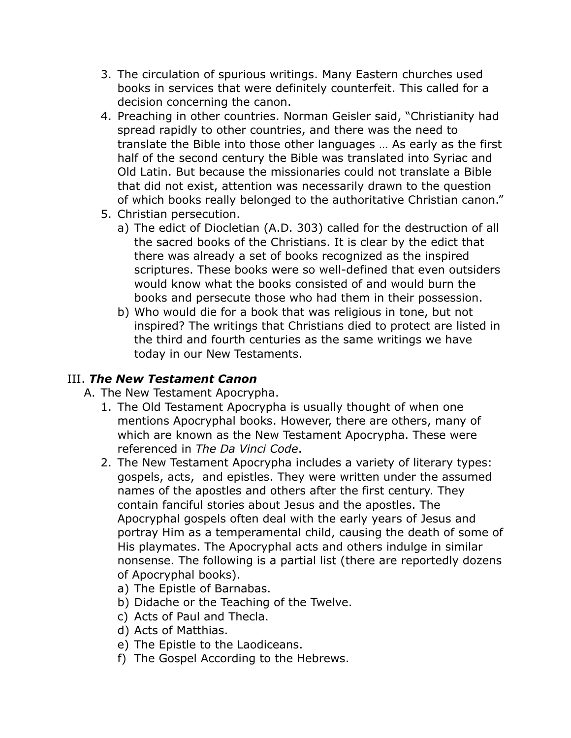3. The circulation of spurious writings. Many Eastern churches used books in services that were definitely counterfeit. This called for a decision concerning the canon.
4. Preaching in other countries. Norman Geisler said, "Christianity had spread rapidly to other countries, and there was the need to translate the Bible into those other languages … As early as the first half of the second century the Bible was translated into Syriac and Old Latin. But because the missionaries could not translate a Bible that did not exist, attention was necessarily drawn to the question of which books really belonged to the authoritative Christian canon."
5. Christian persecution.
   a) The edict of Diocletian (A.D. 303) called for the destruction of all the sacred books of the Christians. It is clear by the edict that there was already a set of books recognized as the inspired scriptures. These books were so well-defined that even outsiders would know what the books consisted of and would burn the books and persecute those who had them in their possession.
   b) Who would die for a book that was religious in tone, but not inspired? The writings that Christians died to protect are listed in the third and fourth centuries as the same writings we have today in our New Testaments.

## III. ***The New Testament Canon***

A. The New Testament Apocrypha.

1. The Old Testament Apocrypha is usually thought of when one mentions Apocryphal books. However, there are others, many of which are known as the New Testament Apocrypha. These were referenced in *The Da Vinci Code*.
2. The New Testament Apocrypha includes a variety of literary types: gospels, acts, and epistles. They were written under the assumed names of the apostles and others after the first century. They contain fanciful stories about Jesus and the apostles. The Apocryphal gospels often deal with the early years of Jesus and portray Him as a temperamental child, causing the death of some of His playmates. The Apocryphal acts and others indulge in similar nonsense. The following is a partial list (there are reportedly dozens of Apocryphal books).
   a) The Epistle of Barnabas.
   b) Didache or the Teaching of the Twelve.
   c) Acts of Paul and Thecla.
   d) Acts of Matthias.
   e) The Epistle to the Laodiceans.
   f) The Gospel According to the Hebrews.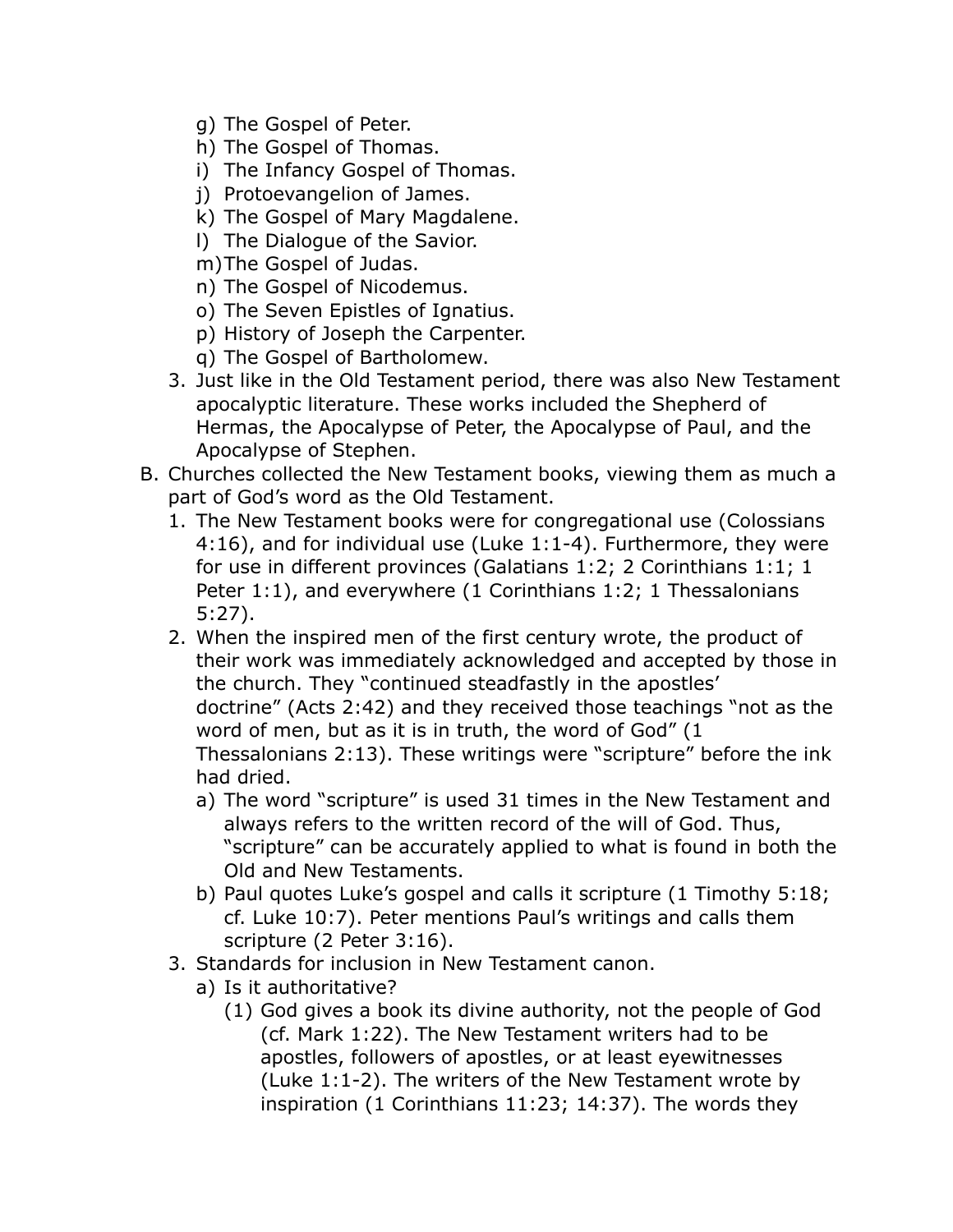g) The Gospel of Peter.
h) The Gospel of Thomas.
i) The Infancy Gospel of Thomas.
j) Protoevangelion of James.
k) The Gospel of Mary Magdalene.
l) The Dialogue of the Savior.
m) The Gospel of Judas.
n) The Gospel of Nicodemus.
o) The Seven Epistles of Ignatius.
p) History of Joseph the Carpenter.
q) The Gospel of Bartholomew.

3. Just like in the Old Testament period, there was also New Testament apocalyptic literature. These works included the Shepherd of Hermas, the Apocalypse of Peter, the Apocalypse of Paul, and the Apocalypse of Stephen.

B. Churches collected the New Testament books, viewing them as much a part of God's word as the Old Testament.

1. The New Testament books were for congregational use (Colossians 4:16), and for individual use (Luke 1:1-4). Furthermore, they were for use in different provinces (Galatians 1:2; 2 Corinthians 1:1; 1 Peter 1:1), and everywhere (1 Corinthians 1:2; 1 Thessalonians 5:27).
2. When the inspired men of the first century wrote, the product of their work was immediately acknowledged and accepted by those in the church. They "continued steadfastly in the apostles' doctrine" (Acts 2:42) and they received those teachings "not as the word of men, but as it is in truth, the word of God" (1 Thessalonians 2:13). These writings were "scripture" before the ink had dried.
   a) The word "scripture" is used 31 times in the New Testament and always refers to the written record of the will of God. Thus, "scripture" can be accurately applied to what is found in both the Old and New Testaments.
   b) Paul quotes Luke's gospel and calls it scripture (1 Timothy 5:18; cf. Luke 10:7). Peter mentions Paul's writings and calls them scripture (2 Peter 3:16).
3. Standards for inclusion in New Testament canon.
   a) Is it authoritative?
      (1) God gives a book its divine authority, not the people of God (cf. Mark 1:22). The New Testament writers had to be apostles, followers of apostles, or at least eyewitnesses (Luke 1:1-2). The writers of the New Testament wrote by inspiration (1 Corinthians 11:23; 14:37). The words they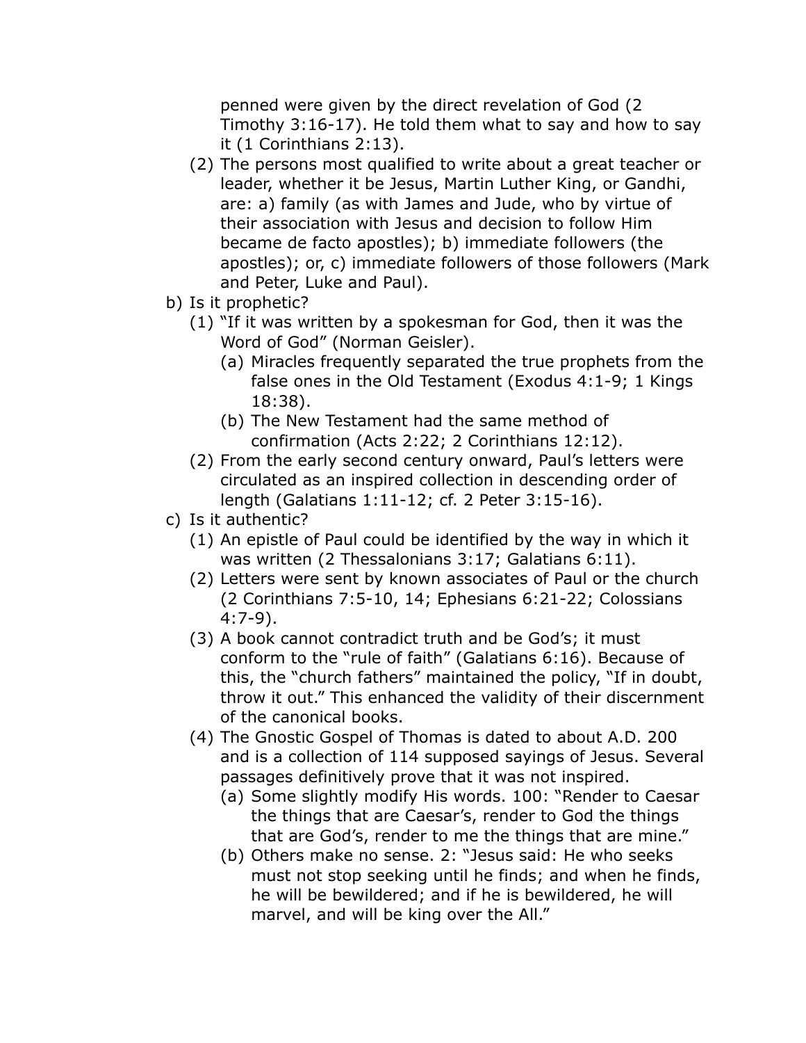penned were given by the direct revelation of God (2 Timothy 3:16-17). He told them what to say and how to say it (1 Corinthians 2:13).

   (2) The persons most qualified to write about a great teacher or leader, whether it be Jesus, Martin Luther King, or Gandhi, are: a) family (as with James and Jude, who by virtue of their association with Jesus and decision to follow Him became de facto apostles); b) immediate followers (the apostles); or, c) immediate followers of those followers (Mark and Peter, Luke and Paul).

b) Is it prophetic?
   (1) "If it was written by a spokesman for God, then it was the Word of God" (Norman Geisler).
      (a) Miracles frequently separated the true prophets from the false ones in the Old Testament (Exodus 4:1-9; 1 Kings 18:38).
      (b) The New Testament had the same method of confirmation (Acts 2:22; 2 Corinthians 12:12).
   (2) From the early second century onward, Paul's letters were circulated as an inspired collection in descending order of length (Galatians 1:11-12; cf. 2 Peter 3:15-16).

c) Is it authentic?
   (1) An epistle of Paul could be identified by the way in which it was written (2 Thessalonians 3:17; Galatians 6:11).
   (2) Letters were sent by known associates of Paul or the church (2 Corinthians 7:5-10, 14; Ephesians 6:21-22; Colossians 4:7-9).
   (3) A book cannot contradict truth and be God's; it must conform to the "rule of faith" (Galatians 6:16). Because of this, the "church fathers" maintained the policy, "If in doubt, throw it out." This enhanced the validity of their discernment of the canonical books.
   (4) The Gnostic Gospel of Thomas is dated to about A.D. 200 and is a collection of 114 supposed sayings of Jesus. Several passages definitively prove that it was not inspired.
      (a) Some slightly modify His words. 100: "Render to Caesar the things that are Caesar's, render to God the things that are God's, render to me the things that are mine."
      (b) Others make no sense. 2: "Jesus said: He who seeks must not stop seeking until he finds; and when he finds, he will be bewildered; and if he is bewildered, he will marvel, and will be king over the All."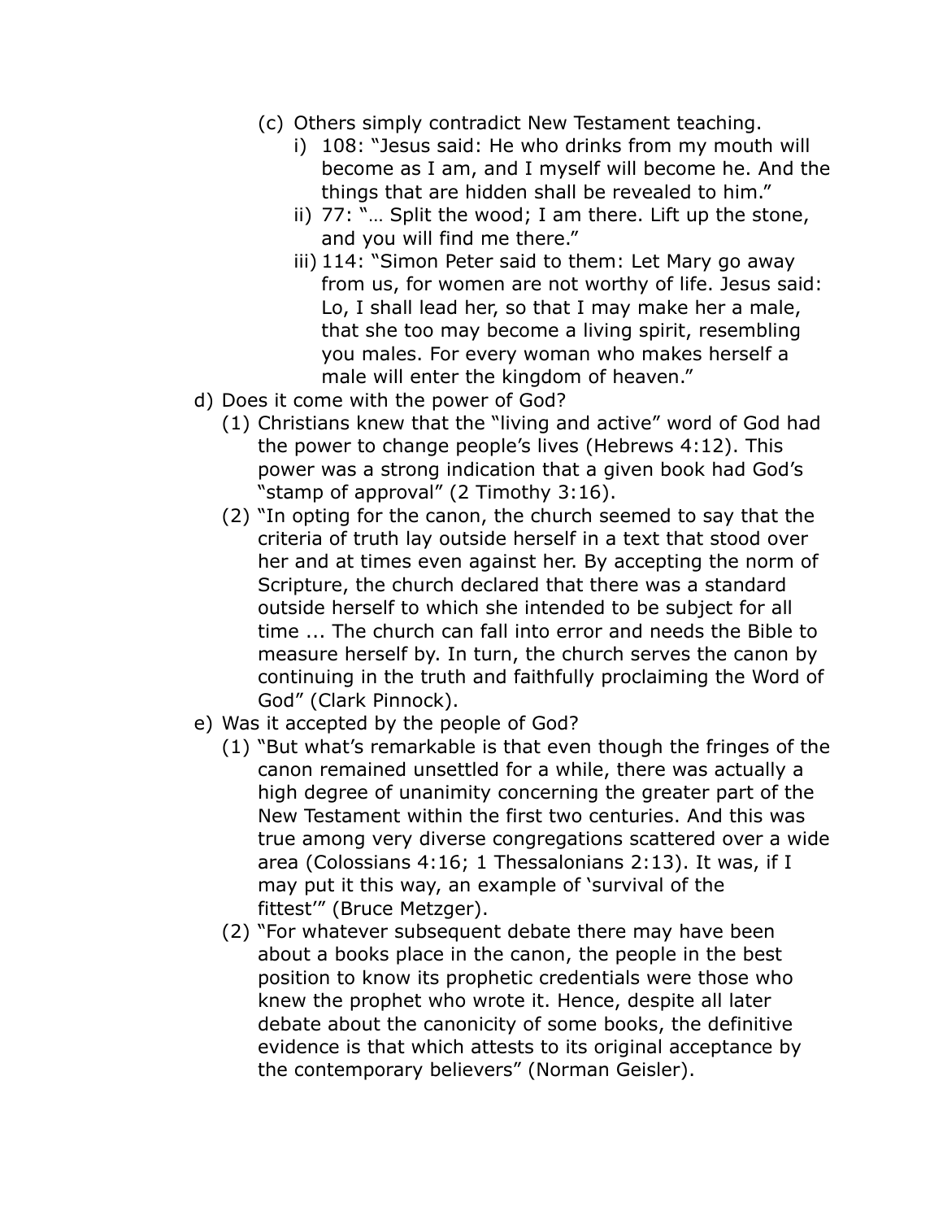(c) Others simply contradict New Testament teaching.

   i) 108: "Jesus said: He who drinks from my mouth will become as I am, and I myself will become he. And the things that are hidden shall be revealed to him."

   ii) 77: "… Split the wood; I am there. Lift up the stone, and you will find me there."

   iii) 114: "Simon Peter said to them: Let Mary go away from us, for women are not worthy of life. Jesus said: Lo, I shall lead her, so that I may make her a male, that she too may become a living spirit, resembling you males. For every woman who makes herself a male will enter the kingdom of heaven."

d) Does it come with the power of God?

   (1) Christians knew that the "living and active" word of God had the power to change people's lives (Hebrews 4:12). This power was a strong indication that a given book had God's "stamp of approval" (2 Timothy 3:16).

   (2) "In opting for the canon, the church seemed to say that the criteria of truth lay outside herself in a text that stood over her and at times even against her. By accepting the norm of Scripture, the church declared that there was a standard outside herself to which she intended to be subject for all time ... The church can fall into error and needs the Bible to measure herself by. In turn, the church serves the canon by continuing in the truth and faithfully proclaiming the Word of God" (Clark Pinnock).

e) Was it accepted by the people of God?

   (1) "But what's remarkable is that even though the fringes of the canon remained unsettled for a while, there was actually a high degree of unanimity concerning the greater part of the New Testament within the first two centuries. And this was true among very diverse congregations scattered over a wide area (Colossians 4:16; 1 Thessalonians 2:13). It was, if I may put it this way, an example of 'survival of the fittest'" (Bruce Metzger).

   (2) "For whatever subsequent debate there may have been about a books place in the canon, the people in the best position to know its prophetic credentials were those who knew the prophet who wrote it. Hence, despite all later debate about the canonicity of some books, the definitive evidence is that which attests to its original acceptance by the contemporary believers" (Norman Geisler).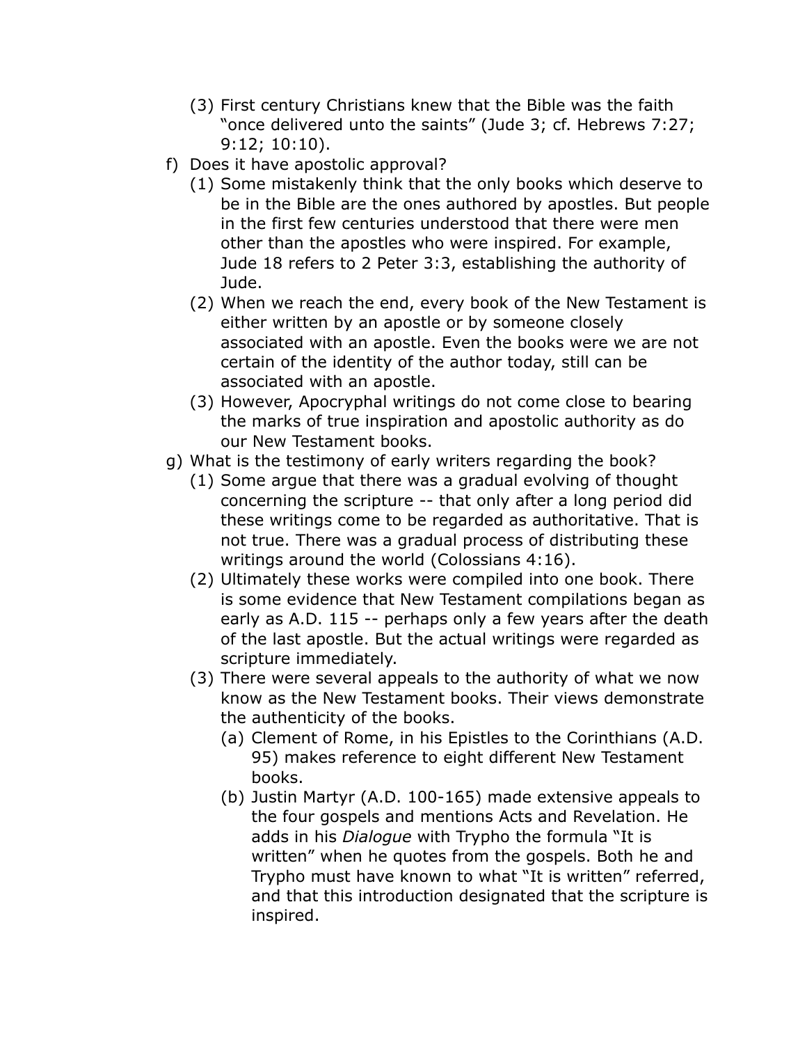(3) First century Christians knew that the Bible was the faith "once delivered unto the saints" (Jude 3; cf. Hebrews 7:27; 9:12; 10:10).

f) Does it have apostolic approval?
   (1) Some mistakenly think that the only books which deserve to be in the Bible are the ones authored by apostles. But people in the first few centuries understood that there were men other than the apostles who were inspired. For example, Jude 18 refers to 2 Peter 3:3, establishing the authority of Jude.
   (2) When we reach the end, every book of the New Testament is either written by an apostle or by someone closely associated with an apostle. Even the books were we are not certain of the identity of the author today, still can be associated with an apostle.
   (3) However, Apocryphal writings do not come close to bearing the marks of true inspiration and apostolic authority as do our New Testament books.

g) What is the testimony of early writers regarding the book?
   (1) Some argue that there was a gradual evolving of thought concerning the scripture -- that only after a long period did these writings come to be regarded as authoritative. That is not true. There was a gradual process of distributing these writings around the world (Colossians 4:16).
   (2) Ultimately these works were compiled into one book. There is some evidence that New Testament compilations began as early as A.D. 115 -- perhaps only a few years after the death of the last apostle. But the actual writings were regarded as scripture immediately.
   (3) There were several appeals to the authority of what we now know as the New Testament books. Their views demonstrate the authenticity of the books.
      (a) Clement of Rome, in his Epistles to the Corinthians (A.D. 95) makes reference to eight different New Testament books.
      (b) Justin Martyr (A.D. 100-165) made extensive appeals to the four gospels and mentions Acts and Revelation. He adds in his *Dialogue* with Trypho the formula "It is written" when he quotes from the gospels. Both he and Trypho must have known to what "It is written" referred, and that this introduction designated that the scripture is inspired.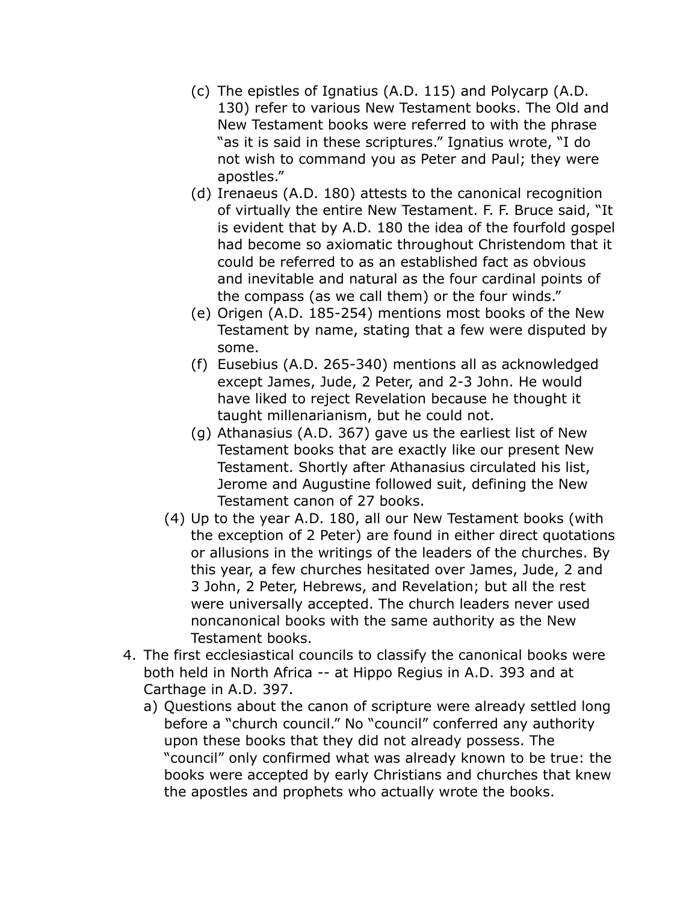(c) The epistles of Ignatius (A.D. 115) and Polycarp (A.D. 130) refer to various New Testament books. The Old and New Testament books were referred to with the phrase "as it is said in these scriptures." Ignatius wrote, "I do not wish to command you as Peter and Paul; they were apostles."

(d) Irenaeus (A.D. 180) attests to the canonical recognition of virtually the entire New Testament. F. F. Bruce said, "It is evident that by A.D. 180 the idea of the fourfold gospel had become so axiomatic throughout Christendom that it could be referred to as an established fact as obvious and inevitable and natural as the four cardinal points of the compass (as we call them) or the four winds."

(e) Origen (A.D. 185-254) mentions most books of the New Testament by name, stating that a few were disputed by some.

(f) Eusebius (A.D. 265-340) mentions all as acknowledged except James, Jude, 2 Peter, and 2-3 John. He would have liked to reject Revelation because he thought it taught millenarianism, but he could not.

(g) Athanasius (A.D. 367) gave us the earliest list of New Testament books that are exactly like our present New Testament. Shortly after Athanasius circulated his list, Jerome and Augustine followed suit, defining the New Testament canon of 27 books.

(4) Up to the year A.D. 180, all our New Testament books (with the exception of 2 Peter) are found in either direct quotations or allusions in the writings of the leaders of the churches. By this year, a few churches hesitated over James, Jude, 2 and 3 John, 2 Peter, Hebrews, and Revelation; but all the rest were universally accepted. The church leaders never used noncanonical books with the same authority as the New Testament books.

4. The first ecclesiastical councils to classify the canonical books were both held in North Africa -- at Hippo Regius in A.D. 393 and at Carthage in A.D. 397.

   a) Questions about the canon of scripture were already settled long before a "church council." No "council" conferred any authority upon these books that they did not already possess. The "council" only confirmed what was already known to be true: the books were accepted by early Christians and churches that knew the apostles and prophets who actually wrote the books.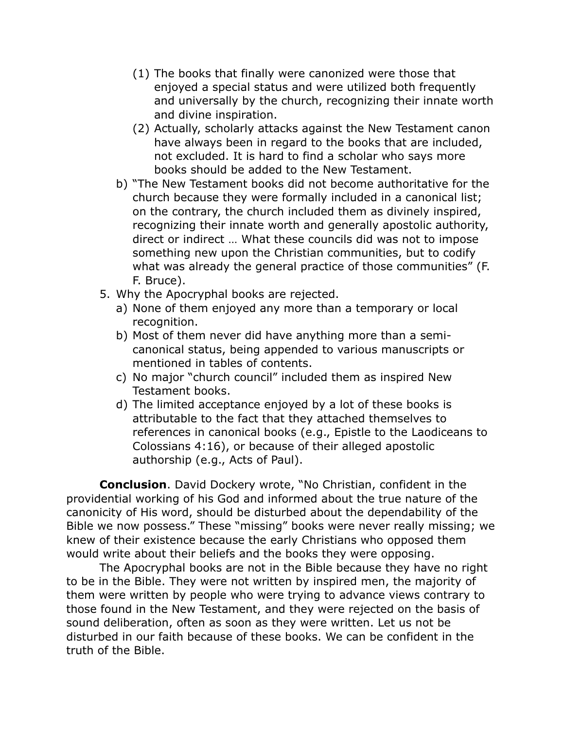(1) The books that finally were canonized were those that enjoyed a special status and were utilized both frequently and universally by the church, recognizing their innate worth and divine inspiration.
    (2) Actually, scholarly attacks against the New Testament canon have always been in regard to the books that are included, not excluded. It is hard to find a scholar who says more books should be added to the New Testament.

  b) "The New Testament books did not become authoritative for the church because they were formally included in a canonical list; on the contrary, the church included them as divinely inspired, recognizing their innate worth and generally apostolic authority, direct or indirect … What these councils did was not to impose something new upon the Christian communities, but to codify what was already the general practice of those communities" (F. F. Bruce).

5. Why the Apocryphal books are rejected.
  a) None of them enjoyed any more than a temporary or local recognition.
  b) Most of them never did have anything more than a semi-canonical status, being appended to various manuscripts or mentioned in tables of contents.
  c) No major "church council" included them as inspired New Testament books.
  d) The limited acceptance enjoyed by a lot of these books is attributable to the fact that they attached themselves to references in canonical books (e.g., Epistle to the Laodiceans to Colossians 4:16), or because of their alleged apostolic authorship (e.g., Acts of Paul).

**Conclusion**. David Dockery wrote, "No Christian, confident in the providential working of his God and informed about the true nature of the canonicity of His word, should be disturbed about the dependability of the Bible we now possess." These "missing" books were never really missing; we knew of their existence because the early Christians who opposed them would write about their beliefs and the books they were opposing.

The Apocryphal books are not in the Bible because they have no right to be in the Bible. They were not written by inspired men, the majority of them were written by people who were trying to advance views contrary to those found in the New Testament, and they were rejected on the basis of sound deliberation, often as soon as they were written. Let us not be disturbed in our faith because of these books. We can be confident in the truth of the Bible.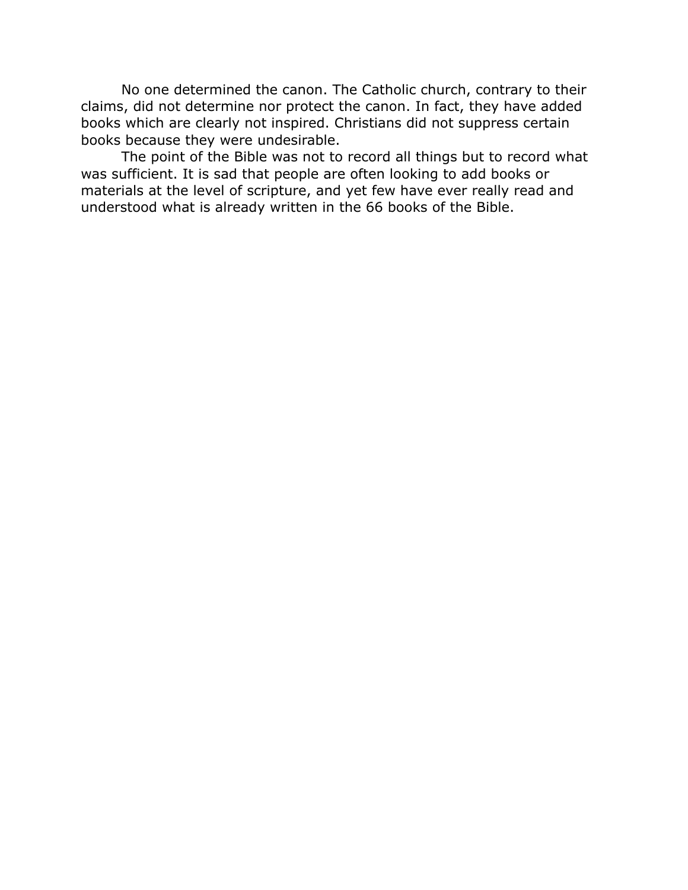No one determined the canon. The Catholic church, contrary to their claims, did not determine nor protect the canon. In fact, they have added books which are clearly not inspired. Christians did not suppress certain books because they were undesirable.

The point of the Bible was not to record all things but to record what was sufficient. It is sad that people are often looking to add books or materials at the level of scripture, and yet few have ever really read and understood what is already written in the 66 books of the Bible.